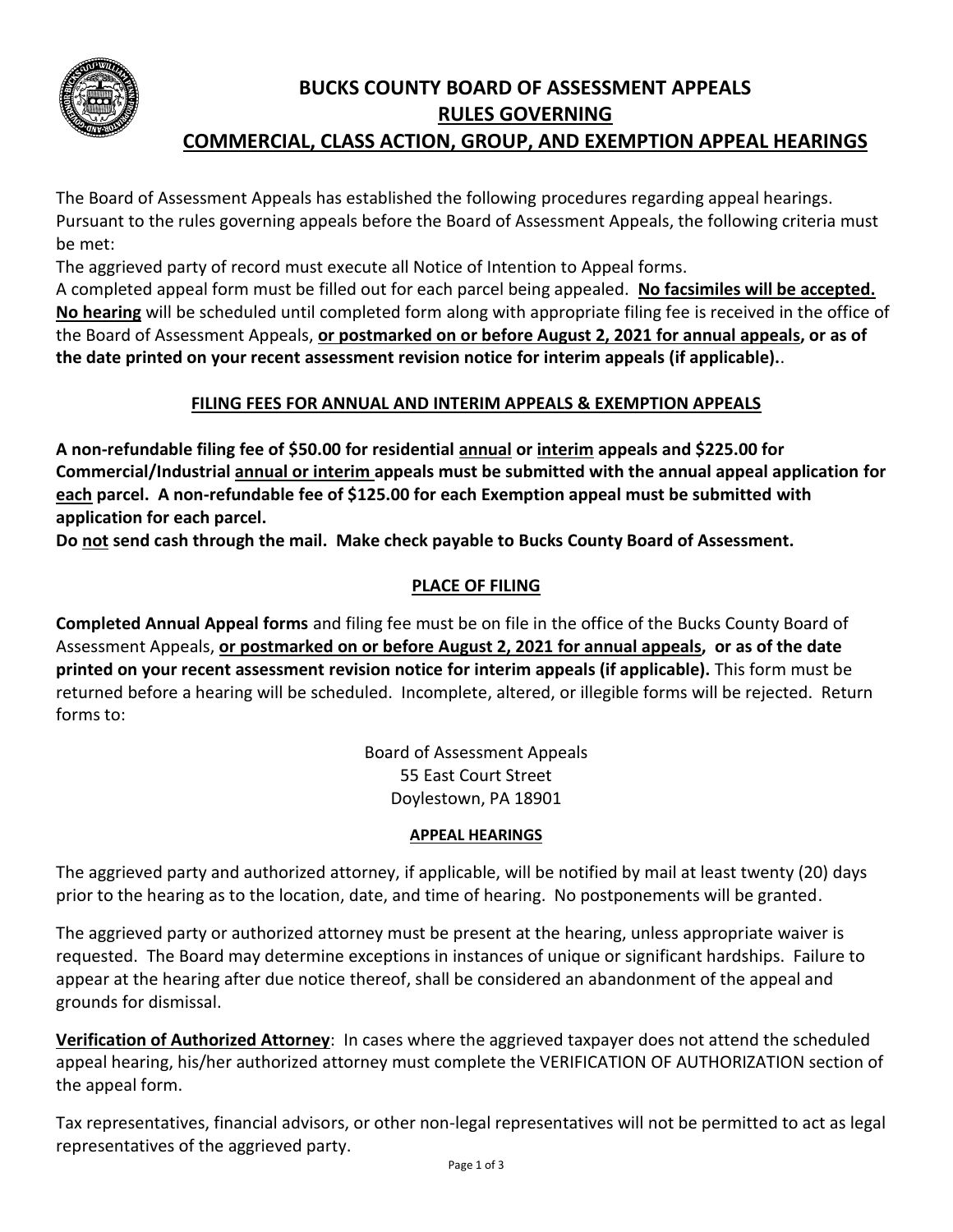# BUCKS COUNTY BOARD OF ASSESSMENT APPEALS
## RULES GOVERNING
## COMMERCIAL, CLASS ACTION, GROUP, AND EXEMPTION APPEAL HEARINGS

The Board of Assessment Appeals has established the following procedures regarding appeal hearings. Pursuant to the rules governing appeals before the Board of Assessment Appeals, the following criteria must be met:

The aggrieved party of record must execute all Notice of Intention to Appeal forms.

A completed appeal form must be filled out for each parcel being appealed. **No facsimiles will be accepted. No hearing** will be scheduled until completed form along with appropriate filing fee is received in the office of the Board of Assessment Appeals, **or postmarked on or before August 2, 2021 for annual appeals, or as of the date printed on your recent assessment revision notice for interim appeals (if applicable).**.

### FILING FEES FOR ANNUAL AND INTERIM APPEALS & EXEMPTION APPEALS

**A non-refundable filing fee of $50.00 for residential annual or interim appeals and $225.00 for Commercial/Industrial annual or interim appeals must be submitted with the annual appeal application for each parcel. A non-refundable fee of $125.00 for each Exemption appeal must be submitted with application for each parcel.**

**Do not send cash through the mail. Make check payable to Bucks County Board of Assessment.**

### PLACE OF FILING

**Completed Annual Appeal forms** and filing fee must be on file in the office of the Bucks County Board of Assessment Appeals, **or postmarked on or before August 2, 2021 for annual appeals, or as of the date printed on your recent assessment revision notice for interim appeals (if applicable).** This form must be returned before a hearing will be scheduled. Incomplete, altered, or illegible forms will be rejected. Return forms to:

Board of Assessment Appeals
55 East Court Street
Doylestown, PA 18901

### APPEAL HEARINGS

The aggrieved party and authorized attorney, if applicable, will be notified by mail at least twenty (20) days prior to the hearing as to the location, date, and time of hearing. No postponements will be granted.

The aggrieved party or authorized attorney must be present at the hearing, unless appropriate waiver is requested. The Board may determine exceptions in instances of unique or significant hardships. Failure to appear at the hearing after due notice thereof, shall be considered an abandonment of the appeal and grounds for dismissal.

**Verification of Authorized Attorney**: In cases where the aggrieved taxpayer does not attend the scheduled appeal hearing, his/her authorized attorney must complete the VERIFICATION OF AUTHORIZATION section of the appeal form.

Tax representatives, financial advisors, or other non-legal representatives will not be permitted to act as legal representatives of the aggrieved party.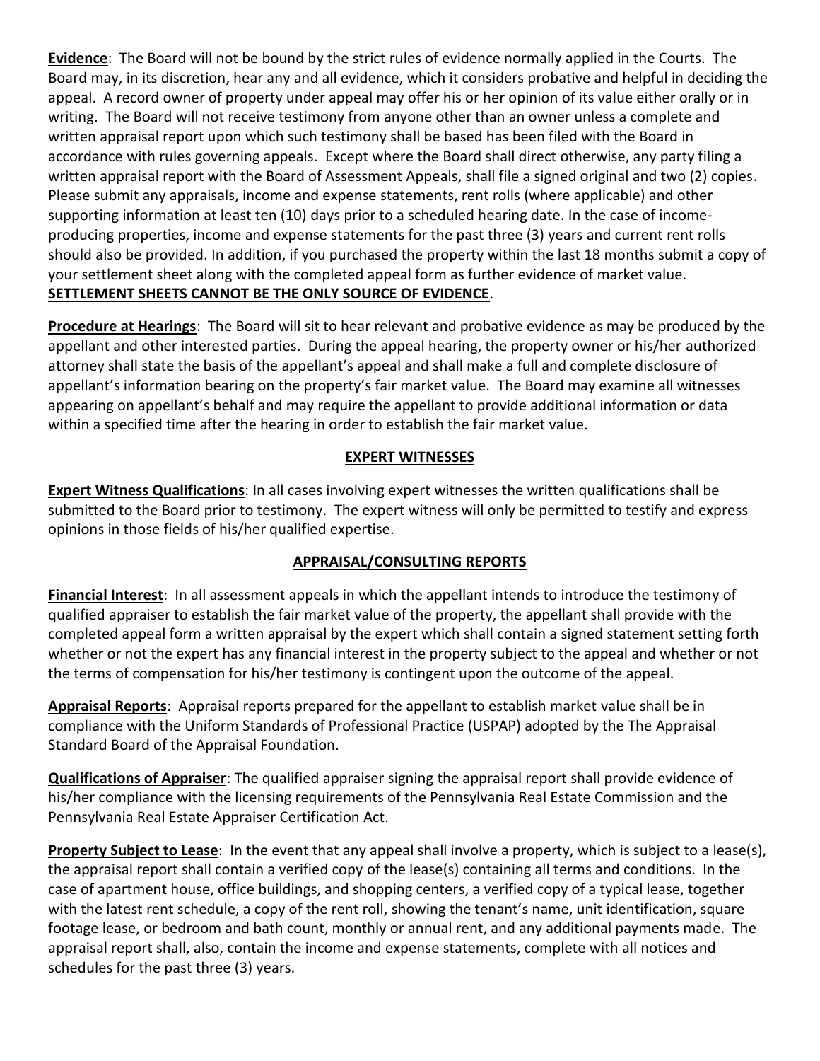**Evidence**: The Board will not be bound by the strict rules of evidence normally applied in the Courts. The Board may, in its discretion, hear any and all evidence, which it considers probative and helpful in deciding the appeal. A record owner of property under appeal may offer his or her opinion of its value either orally or in writing. The Board will not receive testimony from anyone other than an owner unless a complete and written appraisal report upon which such testimony shall be based has been filed with the Board in accordance with rules governing appeals. Except where the Board shall direct otherwise, any party filing a written appraisal report with the Board of Assessment Appeals, shall file a signed original and two (2) copies. Please submit any appraisals, income and expense statements, rent rolls (where applicable) and other supporting information at least ten (10) days prior to a scheduled hearing date. In the case of income-producing properties, income and expense statements for the past three (3) years and current rent rolls should also be provided. In addition, if you purchased the property within the last 18 months submit a copy of your settlement sheet along with the completed appeal form as further evidence of market value. **SETTLEMENT SHEETS CANNOT BE THE ONLY SOURCE OF EVIDENCE**.

**Procedure at Hearings**: The Board will sit to hear relevant and probative evidence as may be produced by the appellant and other interested parties. During the appeal hearing, the property owner or his/her authorized attorney shall state the basis of the appellant's appeal and shall make a full and complete disclosure of appellant's information bearing on the property's fair market value. The Board may examine all witnesses appearing on appellant's behalf and may require the appellant to provide additional information or data within a specified time after the hearing in order to establish the fair market value.

## EXPERT WITNESSES

**Expert Witness Qualifications**: In all cases involving expert witnesses the written qualifications shall be submitted to the Board prior to testimony. The expert witness will only be permitted to testify and express opinions in those fields of his/her qualified expertise.

## APPRAISAL/CONSULTING REPORTS

**Financial Interest**: In all assessment appeals in which the appellant intends to introduce the testimony of qualified appraiser to establish the fair market value of the property, the appellant shall provide with the completed appeal form a written appraisal by the expert which shall contain a signed statement setting forth whether or not the expert has any financial interest in the property subject to the appeal and whether or not the terms of compensation for his/her testimony is contingent upon the outcome of the appeal.

**Appraisal Reports**: Appraisal reports prepared for the appellant to establish market value shall be in compliance with the Uniform Standards of Professional Practice (USPAP) adopted by the The Appraisal Standard Board of the Appraisal Foundation.

**Qualifications of Appraiser**: The qualified appraiser signing the appraisal report shall provide evidence of his/her compliance with the licensing requirements of the Pennsylvania Real Estate Commission and the Pennsylvania Real Estate Appraiser Certification Act.

**Property Subject to Lease**: In the event that any appeal shall involve a property, which is subject to a lease(s), the appraisal report shall contain a verified copy of the lease(s) containing all terms and conditions. In the case of apartment house, office buildings, and shopping centers, a verified copy of a typical lease, together with the latest rent schedule, a copy of the rent roll, showing the tenant's name, unit identification, square footage lease, or bedroom and bath count, monthly or annual rent, and any additional payments made. The appraisal report shall, also, contain the income and expense statements, complete with all notices and schedules for the past three (3) years.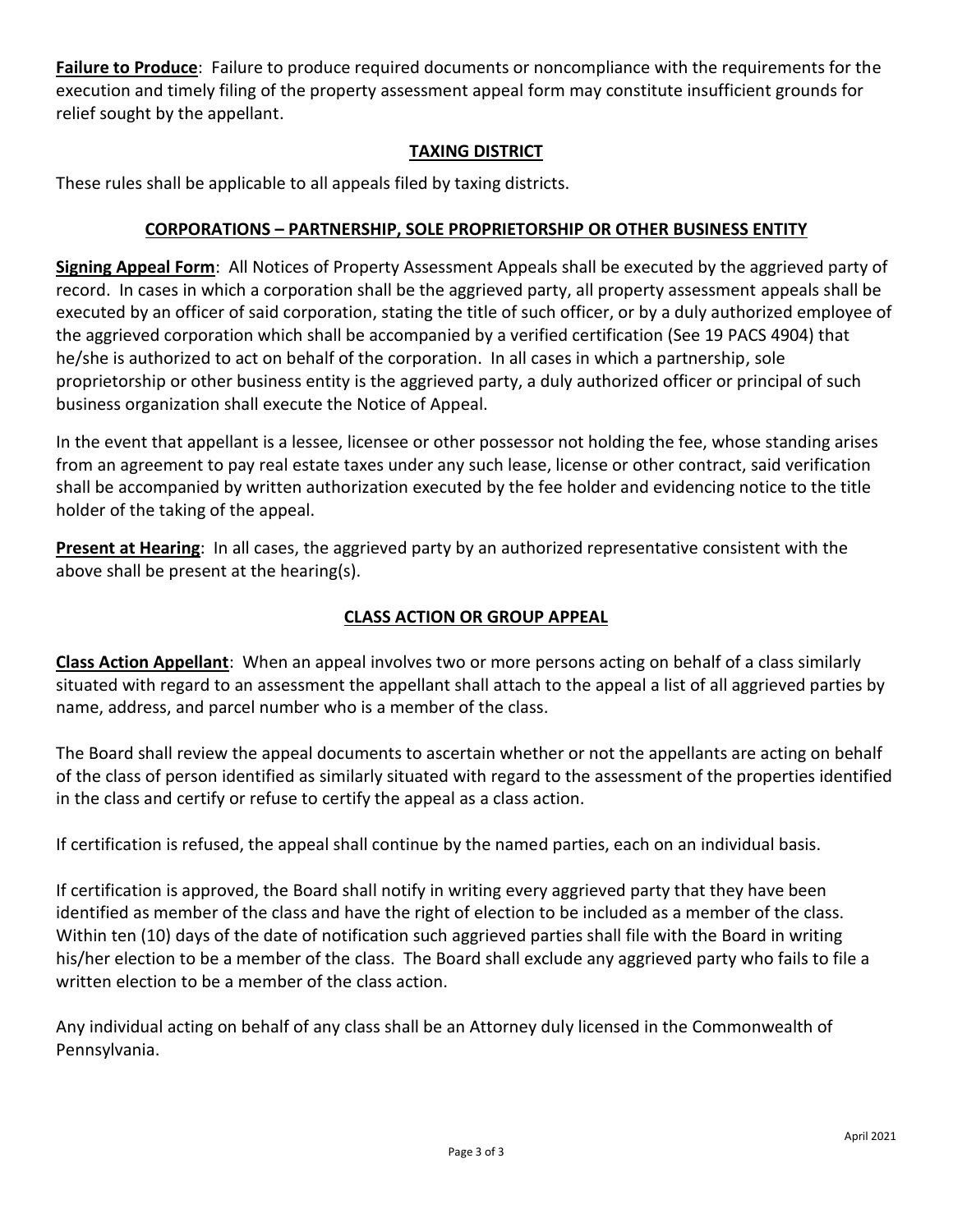**Failure to Produce**: Failure to produce required documents or noncompliance with the requirements for the execution and timely filing of the property assessment appeal form may constitute insufficient grounds for relief sought by the appellant.

## TAXING DISTRICT

These rules shall be applicable to all appeals filed by taxing districts.

## CORPORATIONS – PARTNERSHIP, SOLE PROPRIETORSHIP OR OTHER BUSINESS ENTITY

**Signing Appeal Form**: All Notices of Property Assessment Appeals shall be executed by the aggrieved party of record. In cases in which a corporation shall be the aggrieved party, all property assessment appeals shall be executed by an officer of said corporation, stating the title of such officer, or by a duly authorized employee of the aggrieved corporation which shall be accompanied by a verified certification (See 19 PACS 4904) that he/she is authorized to act on behalf of the corporation. In all cases in which a partnership, sole proprietorship or other business entity is the aggrieved party, a duly authorized officer or principal of such business organization shall execute the Notice of Appeal.

In the event that appellant is a lessee, licensee or other possessor not holding the fee, whose standing arises from an agreement to pay real estate taxes under any such lease, license or other contract, said verification shall be accompanied by written authorization executed by the fee holder and evidencing notice to the title holder of the taking of the appeal.

**Present at Hearing**: In all cases, the aggrieved party by an authorized representative consistent with the above shall be present at the hearing(s).

## CLASS ACTION OR GROUP APPEAL

**Class Action Appellant**: When an appeal involves two or more persons acting on behalf of a class similarly situated with regard to an assessment the appellant shall attach to the appeal a list of all aggrieved parties by name, address, and parcel number who is a member of the class.

The Board shall review the appeal documents to ascertain whether or not the appellants are acting on behalf of the class of person identified as similarly situated with regard to the assessment of the properties identified in the class and certify or refuse to certify the appeal as a class action.

If certification is refused, the appeal shall continue by the named parties, each on an individual basis.

If certification is approved, the Board shall notify in writing every aggrieved party that they have been identified as member of the class and have the right of election to be included as a member of the class. Within ten (10) days of the date of notification such aggrieved parties shall file with the Board in writing his/her election to be a member of the class. The Board shall exclude any aggrieved party who fails to file a written election to be a member of the class action.

Any individual acting on behalf of any class shall be an Attorney duly licensed in the Commonwealth of Pennsylvania.

April 2021